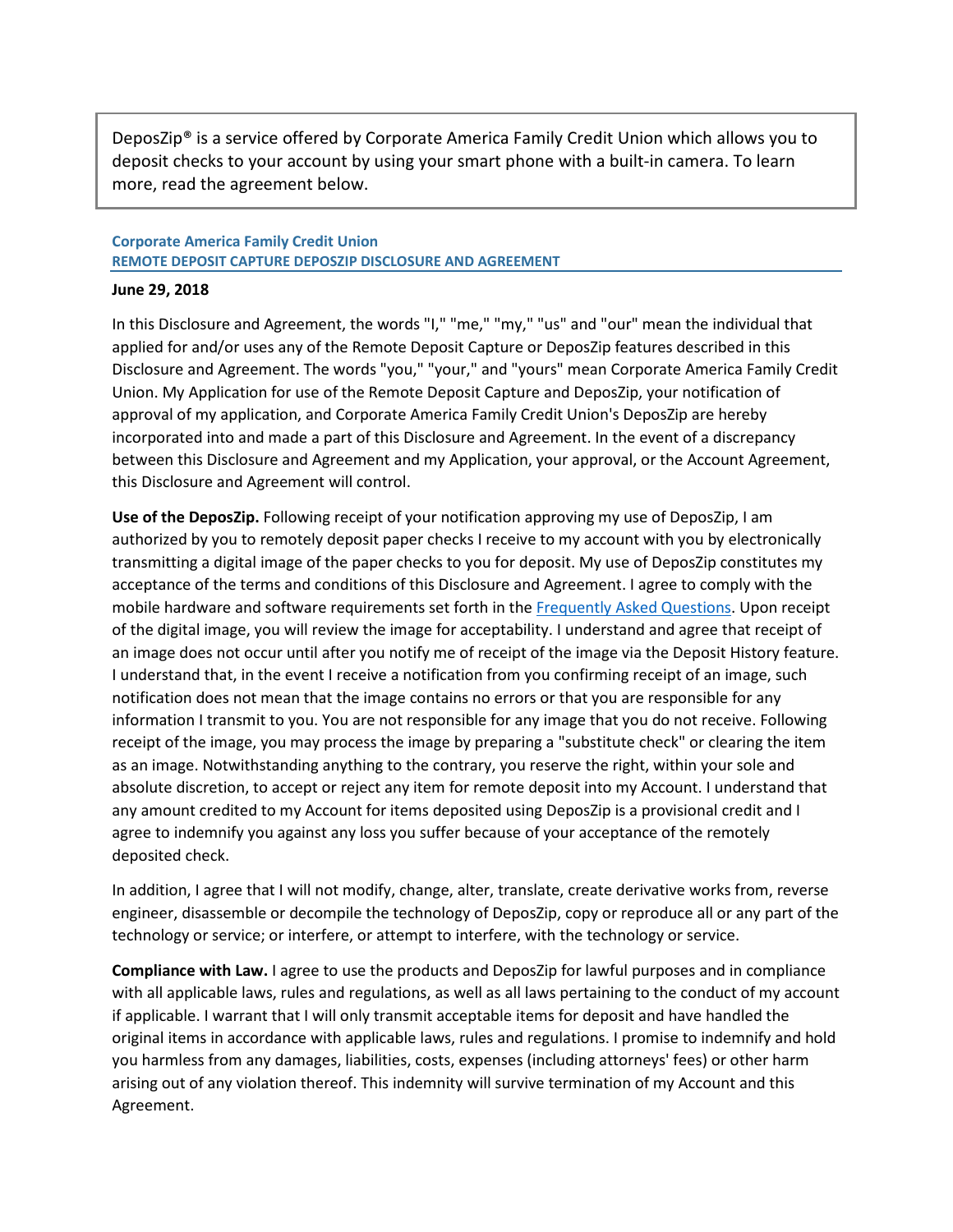DeposZip® is a service offered by Corporate America Family Credit Union which allows you to deposit checks to your account by using your smart phone with a built-in camera. To learn more, read the agreement below.

## Corporate America Family Credit Union
## REMOTE DEPOSIT CAPTURE DEPOSZIP DISCLOSURE AND AGREEMENT

**June 29, 2018**

In this Disclosure and Agreement, the words "I," "me," "my," "us" and "our" mean the individual that applied for and/or uses any of the Remote Deposit Capture or DeposZip features described in this Disclosure and Agreement. The words "you," "your," and "yours" mean Corporate America Family Credit Union. My Application for use of the Remote Deposit Capture and DeposZip, your notification of approval of my application, and Corporate America Family Credit Union's DeposZip are hereby incorporated into and made a part of this Disclosure and Agreement. In the event of a discrepancy between this Disclosure and Agreement and my Application, your approval, or the Account Agreement, this Disclosure and Agreement will control.

**Use of the DeposZip.** Following receipt of your notification approving my use of DeposZip, I am authorized by you to remotely deposit paper checks I receive to my account with you by electronically transmitting a digital image of the paper checks to you for deposit. My use of DeposZip constitutes my acceptance of the terms and conditions of this Disclosure and Agreement. I agree to comply with the mobile hardware and software requirements set forth in the Frequently Asked Questions. Upon receipt of the digital image, you will review the image for acceptability. I understand and agree that receipt of an image does not occur until after you notify me of receipt of the image via the Deposit History feature. I understand that, in the event I receive a notification from you confirming receipt of an image, such notification does not mean that the image contains no errors or that you are responsible for any information I transmit to you. You are not responsible for any image that you do not receive. Following receipt of the image, you may process the image by preparing a "substitute check" or clearing the item as an image. Notwithstanding anything to the contrary, you reserve the right, within your sole and absolute discretion, to accept or reject any item for remote deposit into my Account. I understand that any amount credited to my Account for items deposited using DeposZip is a provisional credit and I agree to indemnify you against any loss you suffer because of your acceptance of the remotely deposited check.

In addition, I agree that I will not modify, change, alter, translate, create derivative works from, reverse engineer, disassemble or decompile the technology of DeposZip, copy or reproduce all or any part of the technology or service; or interfere, or attempt to interfere, with the technology or service.

**Compliance with Law.** I agree to use the products and DeposZip for lawful purposes and in compliance with all applicable laws, rules and regulations, as well as all laws pertaining to the conduct of my account if applicable. I warrant that I will only transmit acceptable items for deposit and have handled the original items in accordance with applicable laws, rules and regulations. I promise to indemnify and hold you harmless from any damages, liabilities, costs, expenses (including attorneys' fees) or other harm arising out of any violation thereof. This indemnity will survive termination of my Account and this Agreement.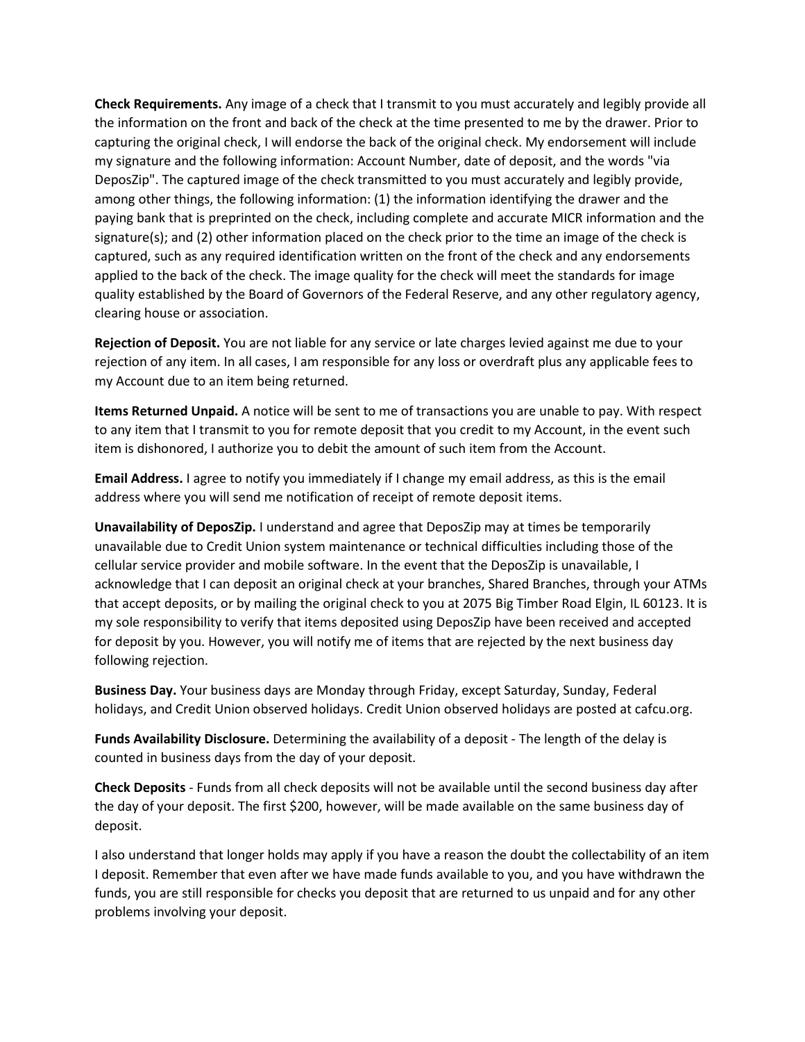**Check Requirements.** Any image of a check that I transmit to you must accurately and legibly provide all the information on the front and back of the check at the time presented to me by the drawer. Prior to capturing the original check, I will endorse the back of the original check. My endorsement will include my signature and the following information: Account Number, date of deposit, and the words "via DeposZip". The captured image of the check transmitted to you must accurately and legibly provide, among other things, the following information: (1) the information identifying the drawer and the paying bank that is preprinted on the check, including complete and accurate MICR information and the signature(s); and (2) other information placed on the check prior to the time an image of the check is captured, such as any required identification written on the front of the check and any endorsements applied to the back of the check. The image quality for the check will meet the standards for image quality established by the Board of Governors of the Federal Reserve, and any other regulatory agency, clearing house or association.

**Rejection of Deposit.** You are not liable for any service or late charges levied against me due to your rejection of any item. In all cases, I am responsible for any loss or overdraft plus any applicable fees to my Account due to an item being returned.

**Items Returned Unpaid.** A notice will be sent to me of transactions you are unable to pay. With respect to any item that I transmit to you for remote deposit that you credit to my Account, in the event such item is dishonored, I authorize you to debit the amount of such item from the Account.

**Email Address.** I agree to notify you immediately if I change my email address, as this is the email address where you will send me notification of receipt of remote deposit items.

**Unavailability of DeposZip.** I understand and agree that DeposZip may at times be temporarily unavailable due to Credit Union system maintenance or technical difficulties including those of the cellular service provider and mobile software. In the event that the DeposZip is unavailable, I acknowledge that I can deposit an original check at your branches, Shared Branches, through your ATMs that accept deposits, or by mailing the original check to you at 2075 Big Timber Road Elgin, IL 60123. It is my sole responsibility to verify that items deposited using DeposZip have been received and accepted for deposit by you. However, you will notify me of items that are rejected by the next business day following rejection.

**Business Day.** Your business days are Monday through Friday, except Saturday, Sunday, Federal holidays, and Credit Union observed holidays. Credit Union observed holidays are posted at cafcu.org.

**Funds Availability Disclosure.** Determining the availability of a deposit - The length of the delay is counted in business days from the day of your deposit.

**Check Deposits** - Funds from all check deposits will not be available until the second business day after the day of your deposit. The first $200, however, will be made available on the same business day of deposit.

I also understand that longer holds may apply if you have a reason the doubt the collectability of an item I deposit. Remember that even after we have made funds available to you, and you have withdrawn the funds, you are still responsible for checks you deposit that are returned to us unpaid and for any other problems involving your deposit.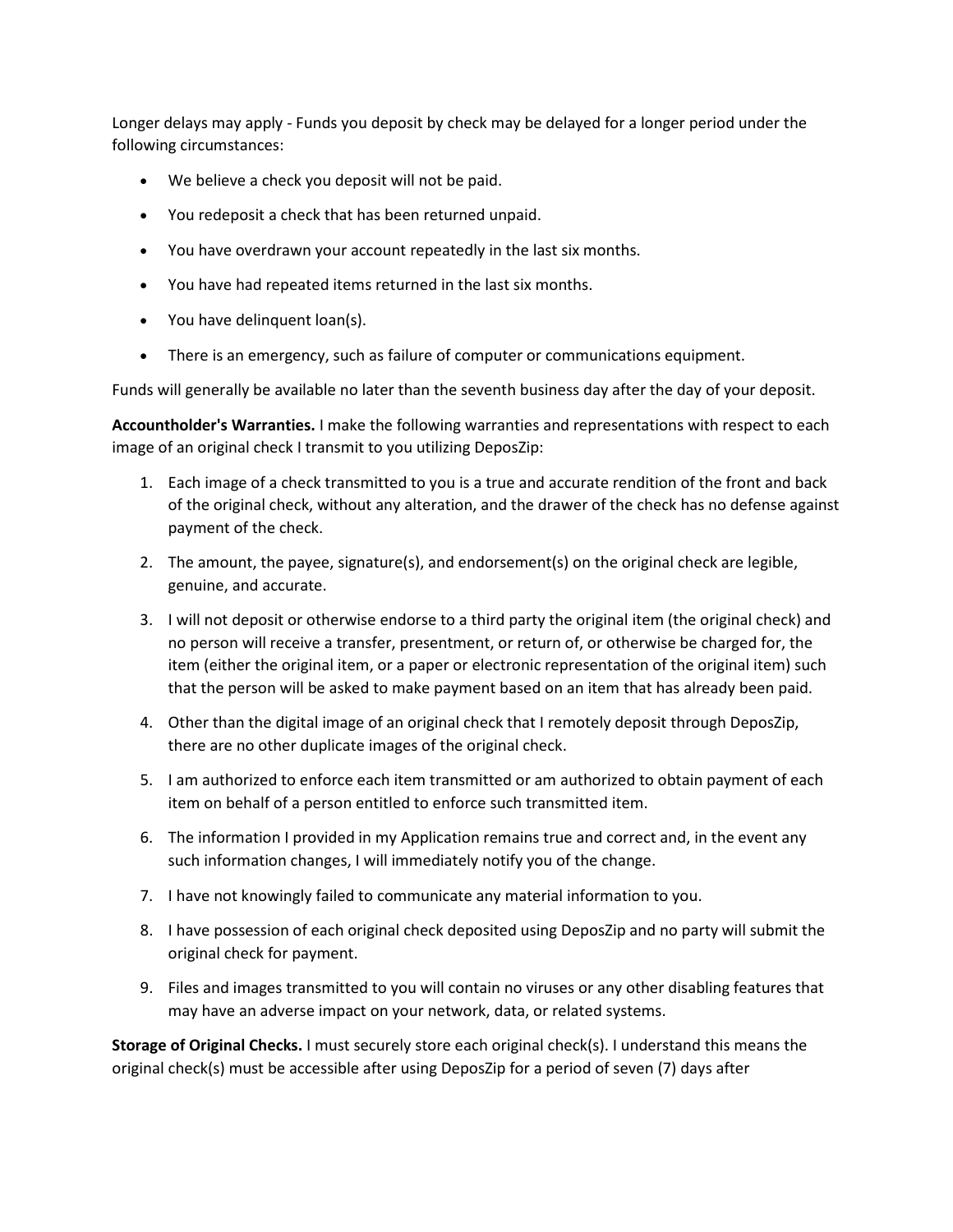Longer delays may apply - Funds you deposit by check may be delayed for a longer period under the following circumstances:

- We believe a check you deposit will not be paid.
- You redeposit a check that has been returned unpaid.
- You have overdrawn your account repeatedly in the last six months.
- You have had repeated items returned in the last six months.
- You have delinquent loan(s).
- There is an emergency, such as failure of computer or communications equipment.

Funds will generally be available no later than the seventh business day after the day of your deposit.

**Accountholder's Warranties.** I make the following warranties and representations with respect to each image of an original check I transmit to you utilizing DeposZip:

1. Each image of a check transmitted to you is a true and accurate rendition of the front and back of the original check, without any alteration, and the drawer of the check has no defense against payment of the check.
2. The amount, the payee, signature(s), and endorsement(s) on the original check are legible, genuine, and accurate.
3. I will not deposit or otherwise endorse to a third party the original item (the original check) and no person will receive a transfer, presentment, or return of, or otherwise be charged for, the item (either the original item, or a paper or electronic representation of the original item) such that the person will be asked to make payment based on an item that has already been paid.
4. Other than the digital image of an original check that I remotely deposit through DeposZip, there are no other duplicate images of the original check.
5. I am authorized to enforce each item transmitted or am authorized to obtain payment of each item on behalf of a person entitled to enforce such transmitted item.
6. The information I provided in my Application remains true and correct and, in the event any such information changes, I will immediately notify you of the change.
7. I have not knowingly failed to communicate any material information to you.
8. I have possession of each original check deposited using DeposZip and no party will submit the original check for payment.
9. Files and images transmitted to you will contain no viruses or any other disabling features that may have an adverse impact on your network, data, or related systems.

**Storage of Original Checks.** I must securely store each original check(s). I understand this means the original check(s) must be accessible after using DeposZip for a period of seven (7) days after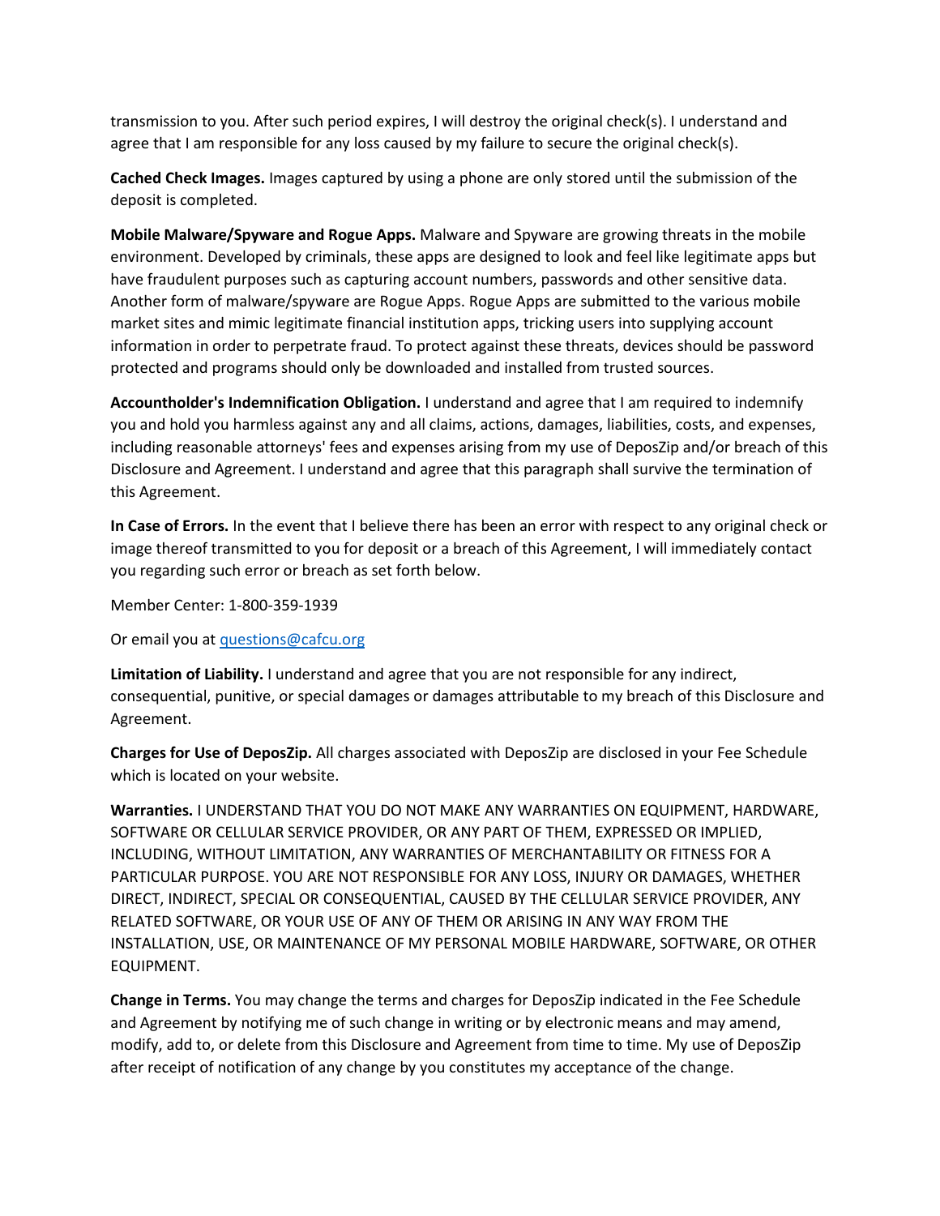transmission to you. After such period expires, I will destroy the original check(s). I understand and agree that I am responsible for any loss caused by my failure to secure the original check(s).

**Cached Check Images.** Images captured by using a phone are only stored until the submission of the deposit is completed.

**Mobile Malware/Spyware and Rogue Apps.** Malware and Spyware are growing threats in the mobile environment. Developed by criminals, these apps are designed to look and feel like legitimate apps but have fraudulent purposes such as capturing account numbers, passwords and other sensitive data. Another form of malware/spyware are Rogue Apps. Rogue Apps are submitted to the various mobile market sites and mimic legitimate financial institution apps, tricking users into supplying account information in order to perpetrate fraud. To protect against these threats, devices should be password protected and programs should only be downloaded and installed from trusted sources.

**Accountholder's Indemnification Obligation.** I understand and agree that I am required to indemnify you and hold you harmless against any and all claims, actions, damages, liabilities, costs, and expenses, including reasonable attorneys' fees and expenses arising from my use of DeposZip and/or breach of this Disclosure and Agreement. I understand and agree that this paragraph shall survive the termination of this Agreement.

**In Case of Errors.** In the event that I believe there has been an error with respect to any original check or image thereof transmitted to you for deposit or a breach of this Agreement, I will immediately contact you regarding such error or breach as set forth below.

Member Center: 1-800-359-1939

Or email you at [questions@cafcu.org](mailto:questions@cafcu.org)

**Limitation of Liability.** I understand and agree that you are not responsible for any indirect, consequential, punitive, or special damages or damages attributable to my breach of this Disclosure and Agreement.

**Charges for Use of DeposZip.** All charges associated with DeposZip are disclosed in your Fee Schedule which is located on your website.

**Warranties.** I UNDERSTAND THAT YOU DO NOT MAKE ANY WARRANTIES ON EQUIPMENT, HARDWARE, SOFTWARE OR CELLULAR SERVICE PROVIDER, OR ANY PART OF THEM, EXPRESSED OR IMPLIED, INCLUDING, WITHOUT LIMITATION, ANY WARRANTIES OF MERCHANTABILITY OR FITNESS FOR A PARTICULAR PURPOSE. YOU ARE NOT RESPONSIBLE FOR ANY LOSS, INJURY OR DAMAGES, WHETHER DIRECT, INDIRECT, SPECIAL OR CONSEQUENTIAL, CAUSED BY THE CELLULAR SERVICE PROVIDER, ANY RELATED SOFTWARE, OR YOUR USE OF ANY OF THEM OR ARISING IN ANY WAY FROM THE INSTALLATION, USE, OR MAINTENANCE OF MY PERSONAL MOBILE HARDWARE, SOFTWARE, OR OTHER EQUIPMENT.

**Change in Terms.** You may change the terms and charges for DeposZip indicated in the Fee Schedule and Agreement by notifying me of such change in writing or by electronic means and may amend, modify, add to, or delete from this Disclosure and Agreement from time to time. My use of DeposZip after receipt of notification of any change by you constitutes my acceptance of the change.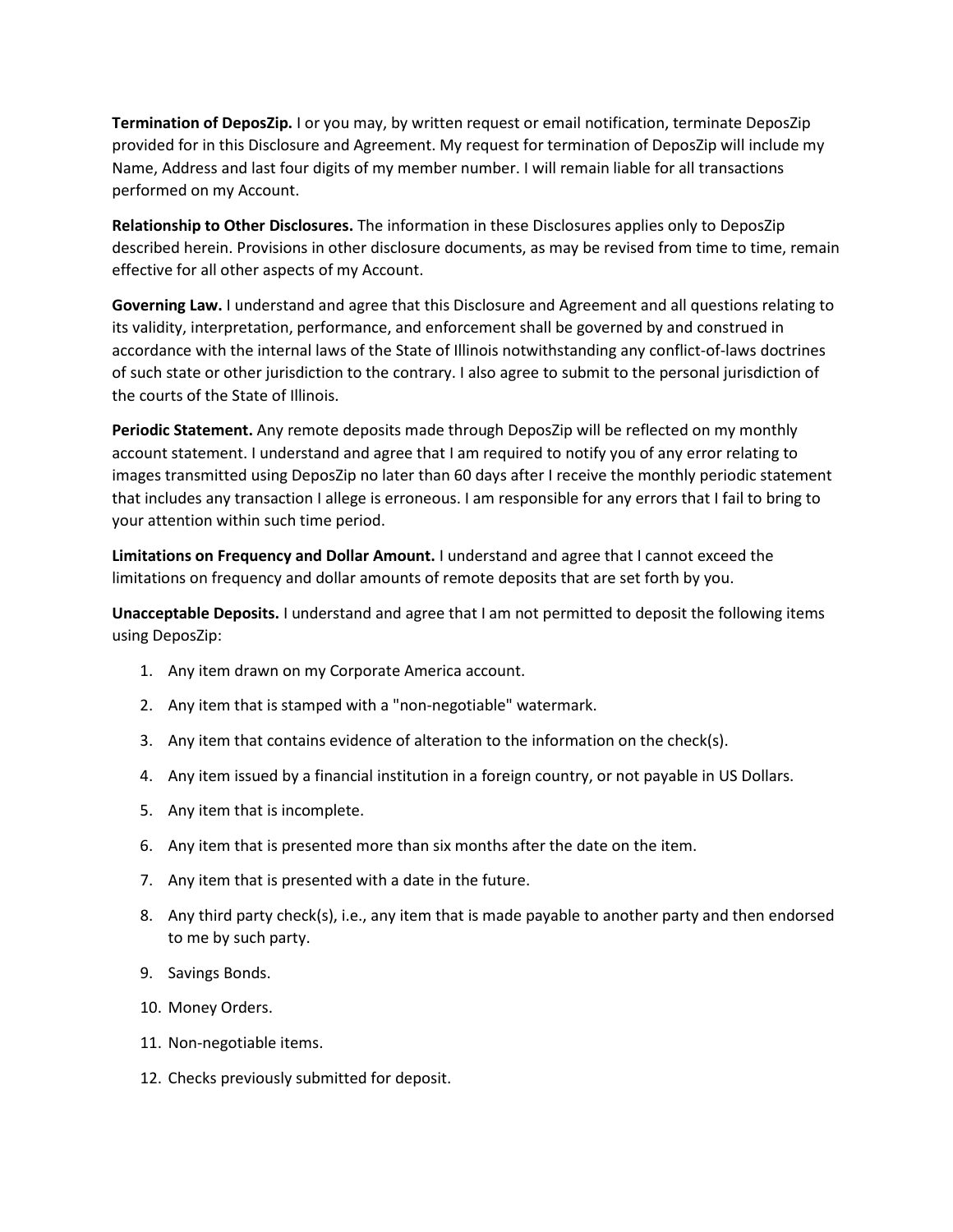**Termination of DeposZip.** I or you may, by written request or email notification, terminate DeposZip provided for in this Disclosure and Agreement. My request for termination of DeposZip will include my Name, Address and last four digits of my member number. I will remain liable for all transactions performed on my Account.

**Relationship to Other Disclosures.** The information in these Disclosures applies only to DeposZip described herein. Provisions in other disclosure documents, as may be revised from time to time, remain effective for all other aspects of my Account.

**Governing Law.** I understand and agree that this Disclosure and Agreement and all questions relating to its validity, interpretation, performance, and enforcement shall be governed by and construed in accordance with the internal laws of the State of Illinois notwithstanding any conflict-of-laws doctrines of such state or other jurisdiction to the contrary. I also agree to submit to the personal jurisdiction of the courts of the State of Illinois.

**Periodic Statement.** Any remote deposits made through DeposZip will be reflected on my monthly account statement. I understand and agree that I am required to notify you of any error relating to images transmitted using DeposZip no later than 60 days after I receive the monthly periodic statement that includes any transaction I allege is erroneous. I am responsible for any errors that I fail to bring to your attention within such time period.

**Limitations on Frequency and Dollar Amount.** I understand and agree that I cannot exceed the limitations on frequency and dollar amounts of remote deposits that are set forth by you.

**Unacceptable Deposits.** I understand and agree that I am not permitted to deposit the following items using DeposZip:

1. Any item drawn on my Corporate America account.
2. Any item that is stamped with a "non-negotiable" watermark.
3. Any item that contains evidence of alteration to the information on the check(s).
4. Any item issued by a financial institution in a foreign country, or not payable in US Dollars.
5. Any item that is incomplete.
6. Any item that is presented more than six months after the date on the item.
7. Any item that is presented with a date in the future.
8. Any third party check(s), i.e., any item that is made payable to another party and then endorsed to me by such party.
9. Savings Bonds.
10. Money Orders.
11. Non-negotiable items.
12. Checks previously submitted for deposit.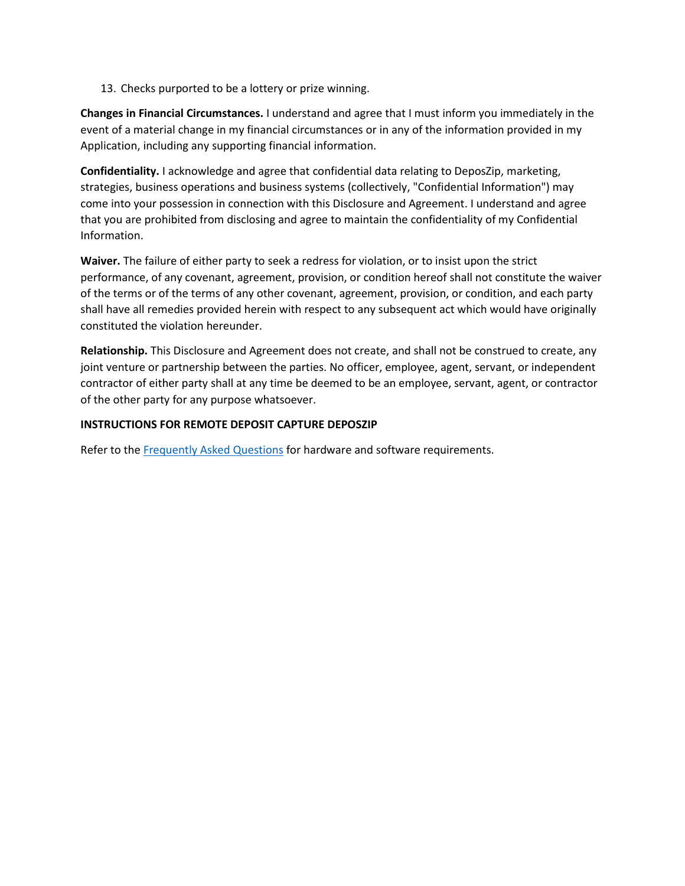13. Checks purported to be a lottery or prize winning.

**Changes in Financial Circumstances.** I understand and agree that I must inform you immediately in the event of a material change in my financial circumstances or in any of the information provided in my Application, including any supporting financial information.

**Confidentiality.** I acknowledge and agree that confidential data relating to DeposZip, marketing, strategies, business operations and business systems (collectively, "Confidential Information") may come into your possession in connection with this Disclosure and Agreement. I understand and agree that you are prohibited from disclosing and agree to maintain the confidentiality of my Confidential Information.

**Waiver.** The failure of either party to seek a redress for violation, or to insist upon the strict performance, of any covenant, agreement, provision, or condition hereof shall not constitute the waiver of the terms or of the terms of any other covenant, agreement, provision, or condition, and each party shall have all remedies provided herein with respect to any subsequent act which would have originally constituted the violation hereunder.

**Relationship.** This Disclosure and Agreement does not create, and shall not be construed to create, any joint venture or partnership between the parties. No officer, employee, agent, servant, or independent contractor of either party shall at any time be deemed to be an employee, servant, agent, or contractor of the other party for any purpose whatsoever.

**INSTRUCTIONS FOR REMOTE DEPOSIT CAPTURE DEPOSZIP**

Refer to the Frequently Asked Questions for hardware and software requirements.